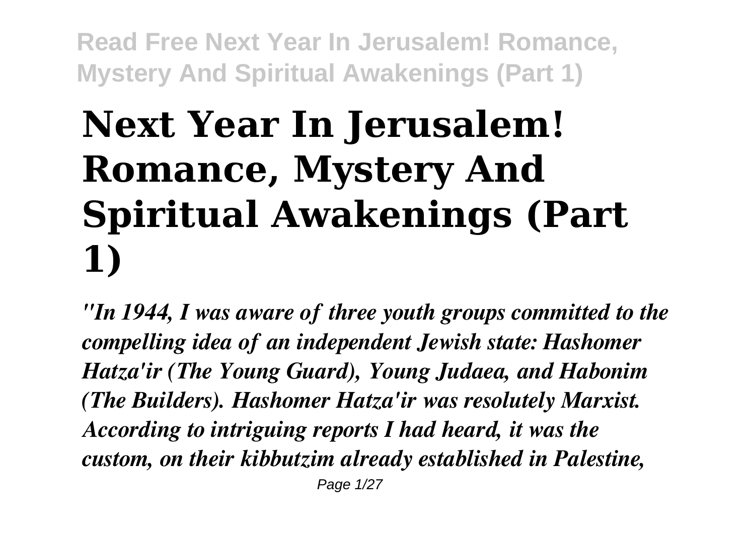# Next Year In Jerusalem! Romance, Mystery And Spiritual Awakenings (Part 1)

*"In 1944, I was aware of three youth groups committed to the compelling idea of an independent Jewish state: Hashomer Hatza'ir (The Young Guard), Young Judaea, and Habonim (The Builders). Hashomer Hatza'ir was resolutely Marxist. According to intriguing reports I had heard, it was the custom, on their kibbutzim already established in Palestine,*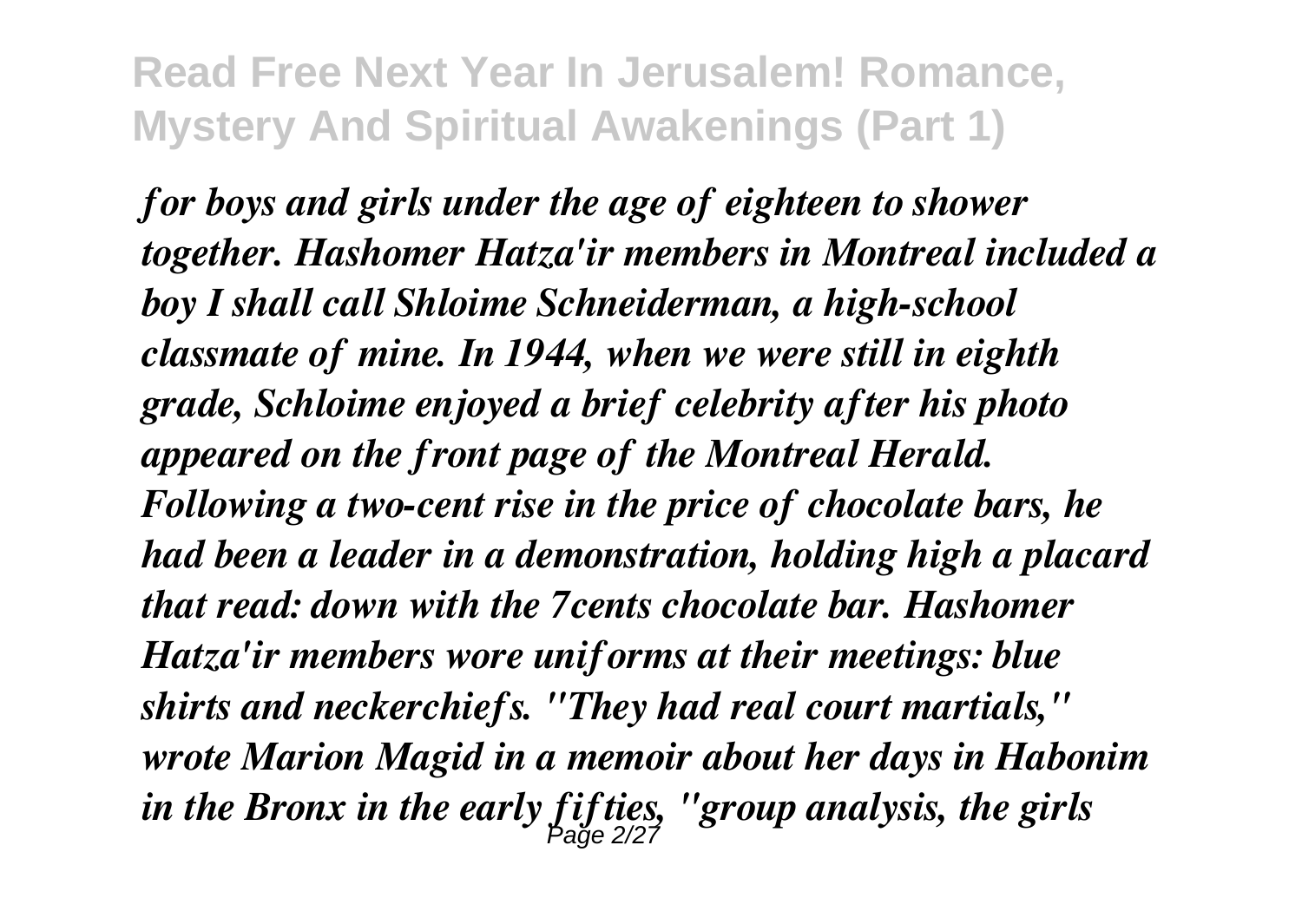*for boys and girls under the age of eighteen to shower together. Hashomer Hatza'ir members in Montreal included a boy I shall call Shloime Schneiderman, a high-school classmate of mine. In 1944, when we were still in eighth grade, Schloime enjoyed a brief celebrity after his photo appeared on the front page of the Montreal Herald. Following a two-cent rise in the price of chocolate bars, he had been a leader in a demonstration, holding high a placard that read: down with the 7cents chocolate bar. Hashomer Hatza'ir members wore uniforms at their meetings: blue shirts and neckerchiefs. "They had real court martials," wrote Marion Magid in a memoir about her days in Habonim in the Bronx in the early fifties, "group analysis, the girls*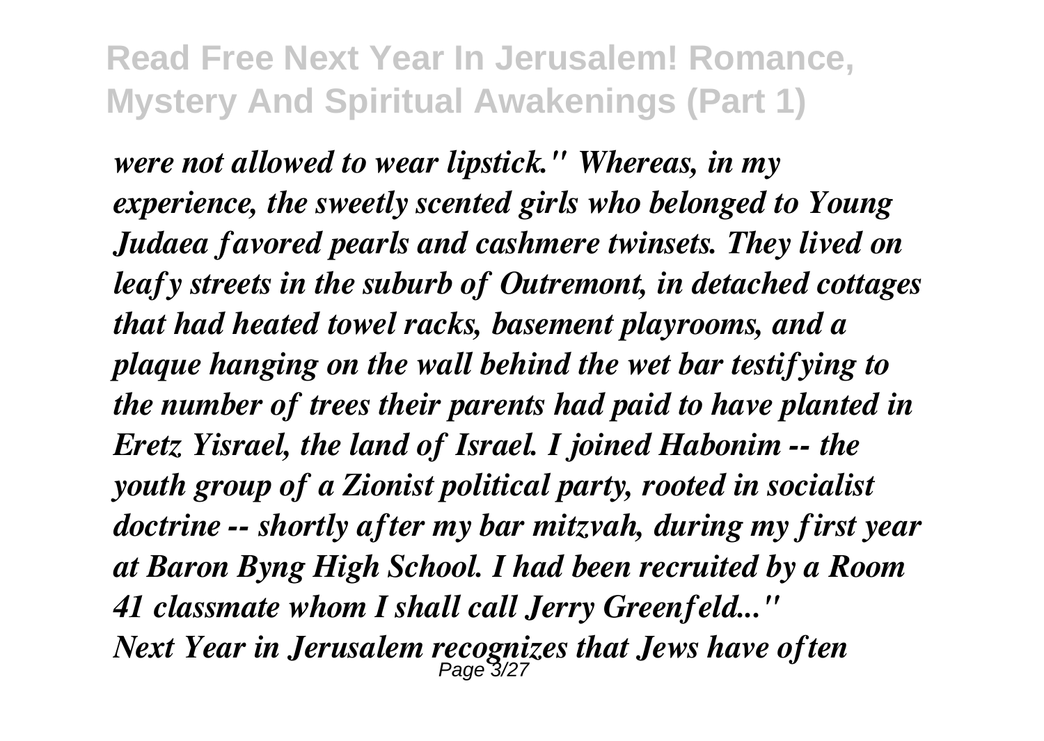*were not allowed to wear lipstick." Whereas, in my experience, the sweetly scented girls who belonged to Young Judaea favored pearls and cashmere twinsets. They lived on leafy streets in the suburb of Outremont, in detached cottages that had heated towel racks, basement playrooms, and a plaque hanging on the wall behind the wet bar testifying to the number of trees their parents had paid to have planted in Eretz Yisrael, the land of Israel. I joined Habonim -- the youth group of a Zionist political party, rooted in socialist doctrine -- shortly after my bar mitzvah, during my first year at Baron Byng High School. I had been recruited by a Room 41 classmate whom I shall call Jerry Greenfeld..."*

*Next Year in Jerusalem recognizes that Jews have often*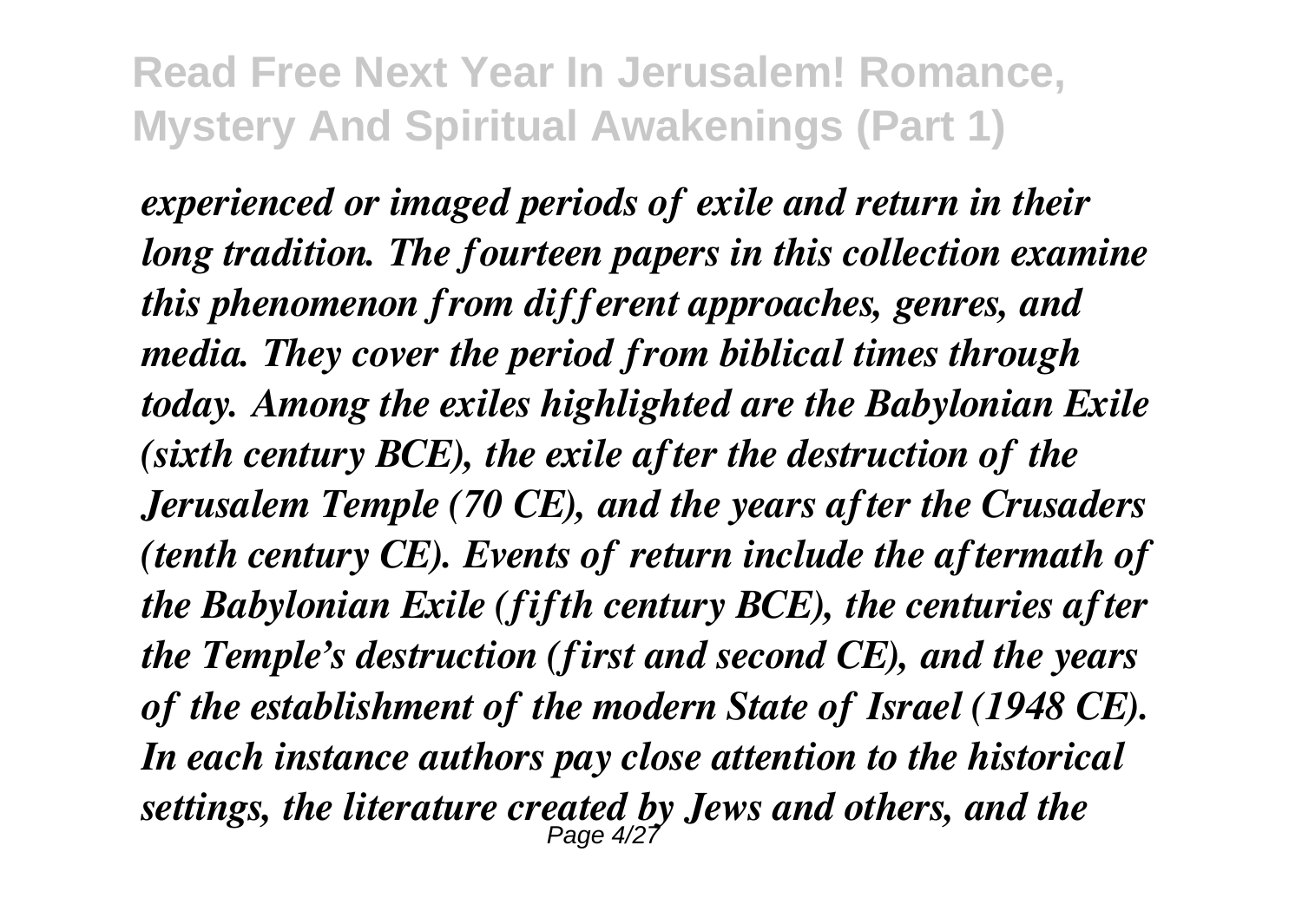*experienced or imaged periods of exile and return in their long tradition. The fourteen papers in this collection examine this phenomenon from different approaches, genres, and media. They cover the period from biblical times through today. Among the exiles highlighted are the Babylonian Exile (sixth century BCE), the exile after the destruction of the Jerusalem Temple (70 CE), and the years after the Crusaders (tenth century CE). Events of return include the aftermath of the Babylonian Exile (fifth century BCE), the centuries after the Temple's destruction (first and second CE), and the years of the establishment of the modern State of Israel (1948 CE). In each instance authors pay close attention to the historical settings, the literature created by Jews and others, and the*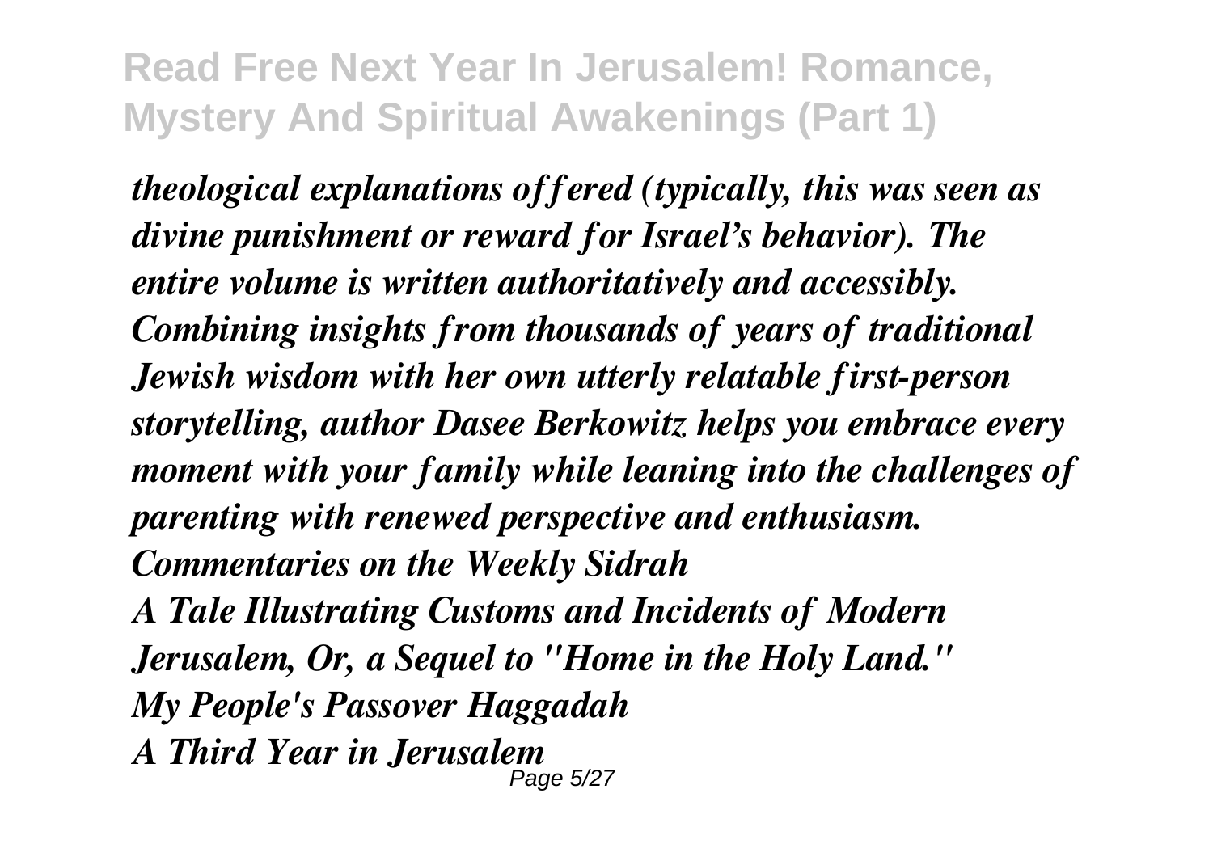*theological explanations offered (typically, this was seen as divine punishment or reward for Israel's behavior). The entire volume is written authoritatively and accessibly. Combining insights from thousands of years of traditional Jewish wisdom with her own utterly relatable first-person storytelling, author Dasee Berkowitz helps you embrace every moment with your family while leaning into the challenges of parenting with renewed perspective and enthusiasm.*

*Commentaries on the Weekly Sidrah*

*A Tale Illustrating Customs and Incidents of Modern Jerusalem, Or, a Sequel to "Home in the Holy Land."*

*My People's Passover Haggadah*

*A Third Year in Jerusalem*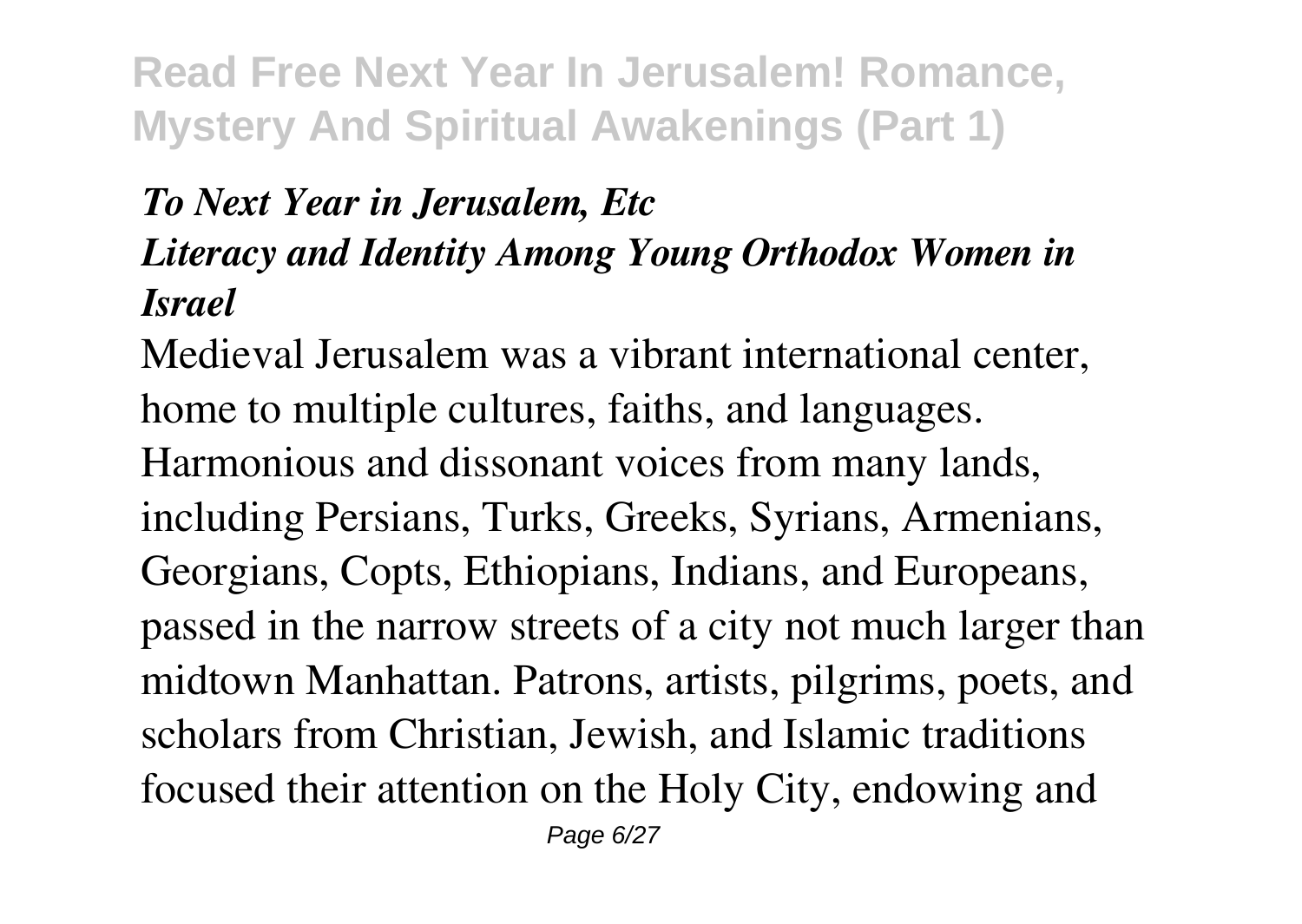***To Next Year in Jerusalem, Etc***
***Literacy and Identity Among Young Orthodox Women in Israel***

Medieval Jerusalem was a vibrant international center, home to multiple cultures, faiths, and languages. Harmonious and dissonant voices from many lands, including Persians, Turks, Greeks, Syrians, Armenians, Georgians, Copts, Ethiopians, Indians, and Europeans, passed in the narrow streets of a city not much larger than midtown Manhattan. Patrons, artists, pilgrims, poets, and scholars from Christian, Jewish, and Islamic traditions focused their attention on the Holy City, endowing and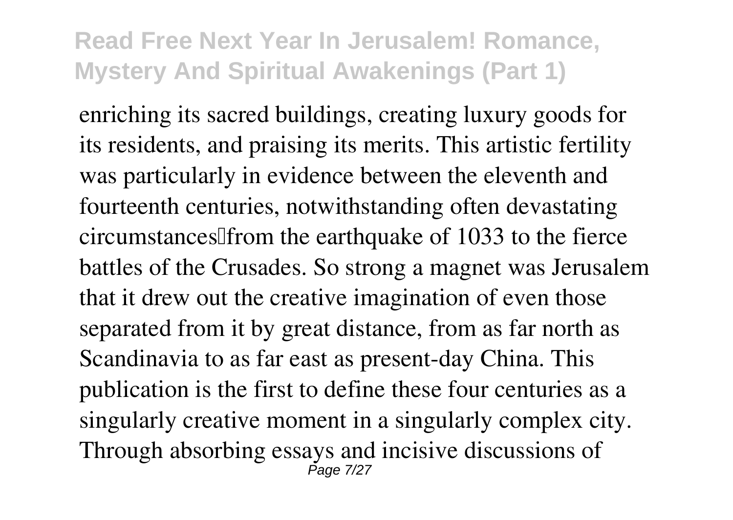enriching its sacred buildings, creating luxury goods for its residents, and praising its merits. This artistic fertility was particularly in evidence between the eleventh and fourteenth centuries, notwithstanding often devastating circumstances—from the earthquake of 1033 to the fierce battles of the Crusades. So strong a magnet was Jerusalem that it drew out the creative imagination of even those separated from it by great distance, from as far north as Scandinavia to as far east as present-day China. This publication is the first to define these four centuries as a singularly creative moment in a singularly complex city. Through absorbing essays and incisive discussions of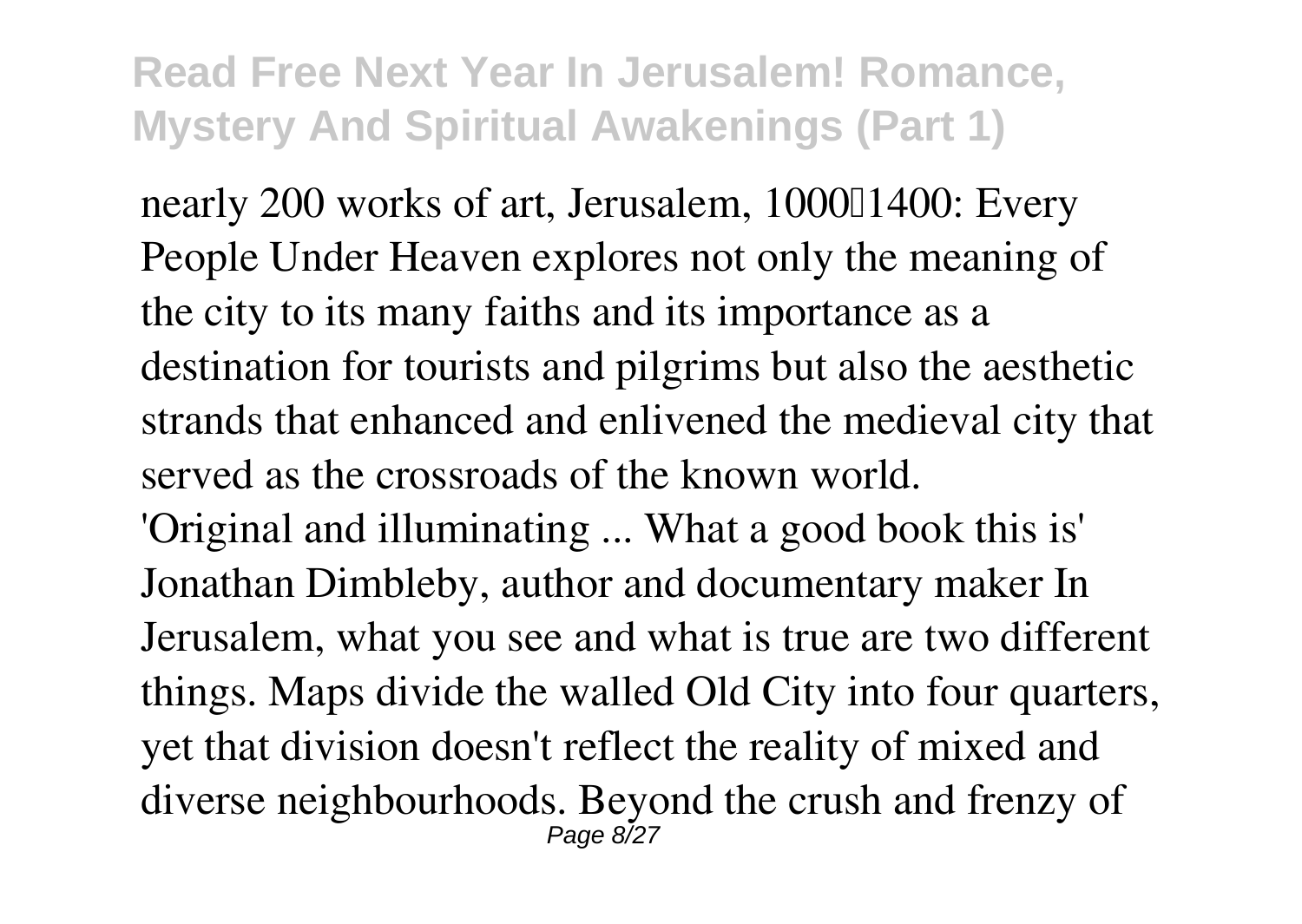nearly 200 works of art, Jerusalem, 1000–1400: Every People Under Heaven explores not only the meaning of the city to its many faiths and its importance as a destination for tourists and pilgrims but also the aesthetic strands that enhanced and enlivened the medieval city that served as the crossroads of the known world.

'Original and illuminating ... What a good book this is' Jonathan Dimbleby, author and documentary maker In Jerusalem, what you see and what is true are two different things. Maps divide the walled Old City into four quarters, yet that division doesn't reflect the reality of mixed and diverse neighbourhoods. Beyond the crush and frenzy of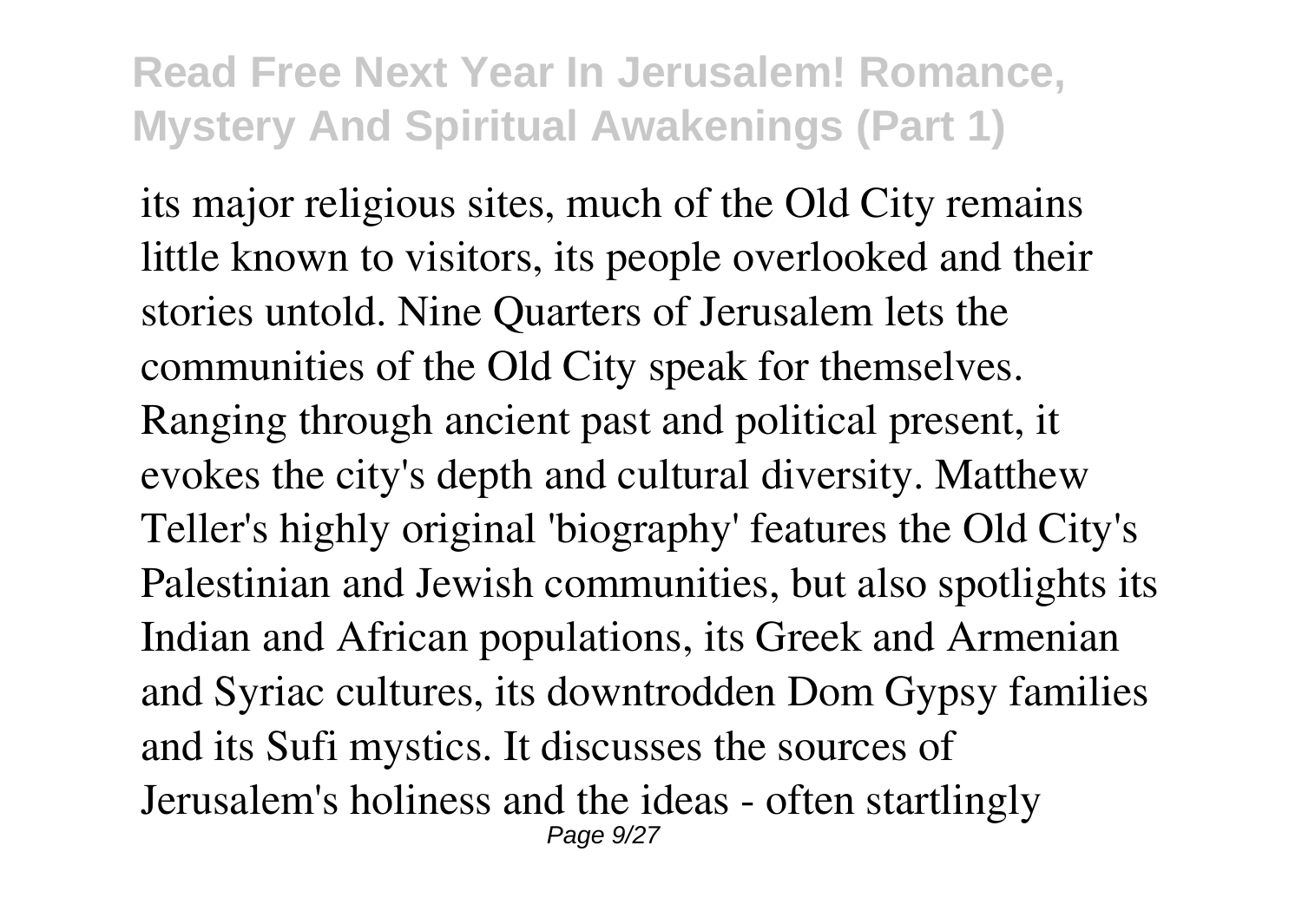its major religious sites, much of the Old City remains little known to visitors, its people overlooked and their stories untold. Nine Quarters of Jerusalem lets the communities of the Old City speak for themselves. Ranging through ancient past and political present, it evokes the city's depth and cultural diversity. Matthew Teller's highly original 'biography' features the Old City's Palestinian and Jewish communities, but also spotlights its Indian and African populations, its Greek and Armenian and Syriac cultures, its downtrodden Dom Gypsy families and its Sufi mystics. It discusses the sources of Jerusalem's holiness and the ideas - often startlingly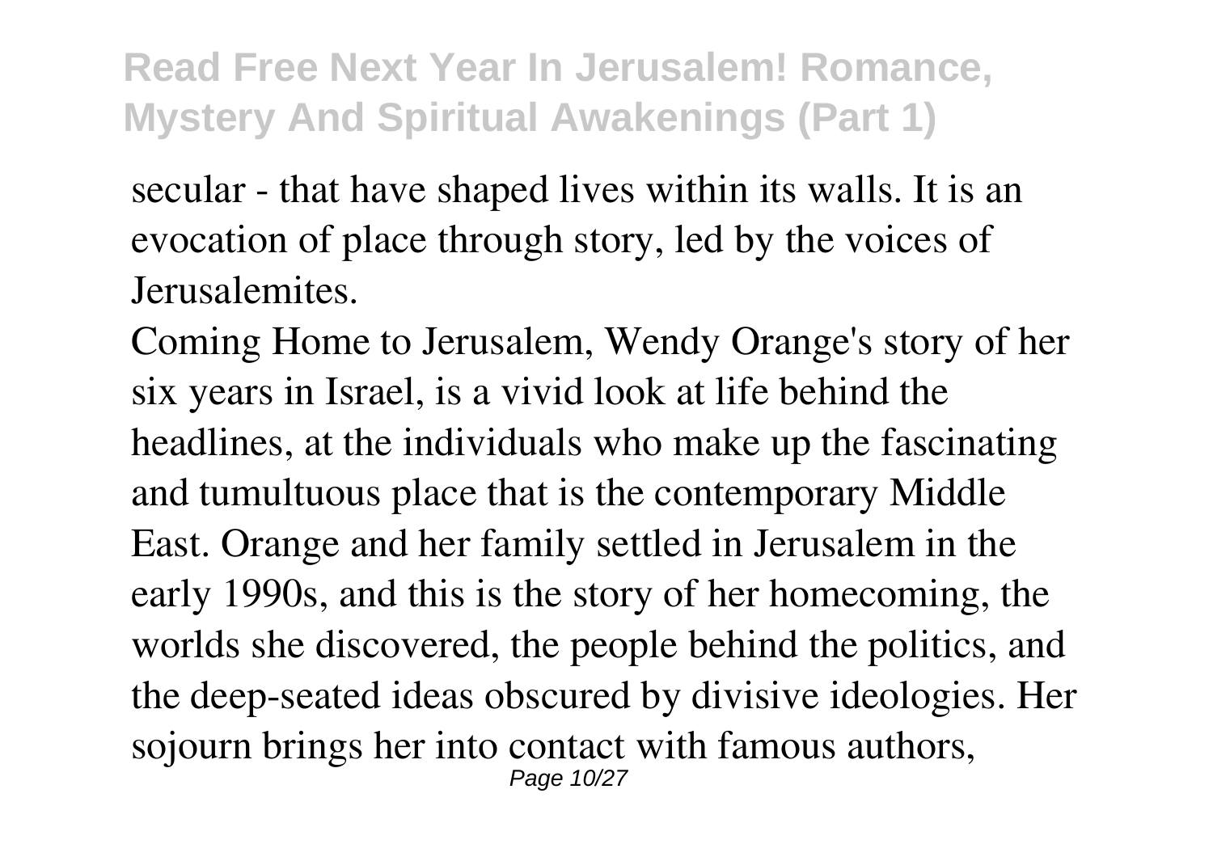secular - that have shaped lives within its walls. It is an evocation of place through story, led by the voices of Jerusalemites.

Coming Home to Jerusalem, Wendy Orange's story of her six years in Israel, is a vivid look at life behind the headlines, at the individuals who make up the fascinating and tumultuous place that is the contemporary Middle East. Orange and her family settled in Jerusalem in the early 1990s, and this is the story of her homecoming, the worlds she discovered, the people behind the politics, and the deep-seated ideas obscured by divisive ideologies. Her sojourn brings her into contact with famous authors,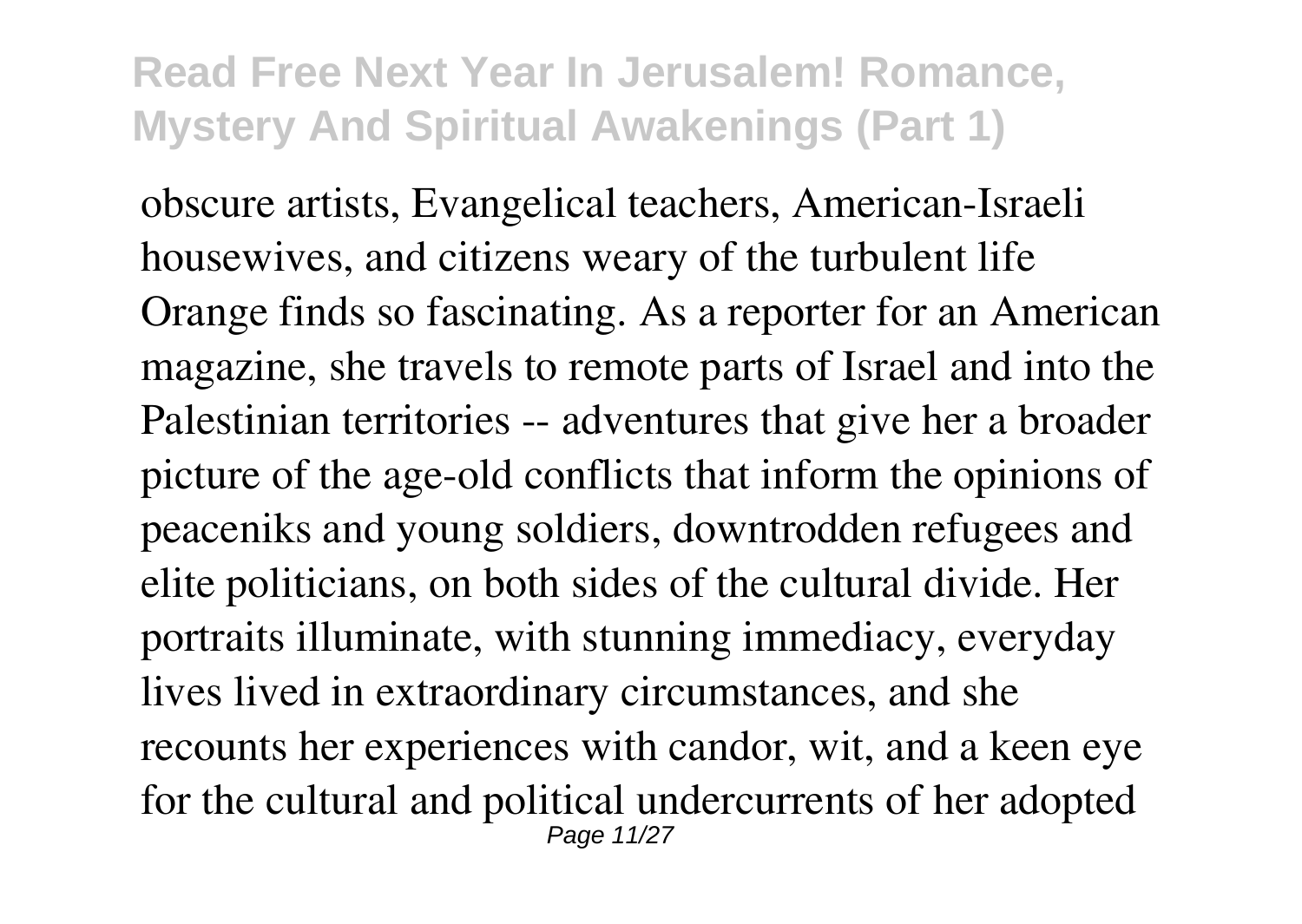obscure artists, Evangelical teachers, American-Israeli housewives, and citizens weary of the turbulent life Orange finds so fascinating. As a reporter for an American magazine, she travels to remote parts of Israel and into the Palestinian territories -- adventures that give her a broader picture of the age-old conflicts that inform the opinions of peaceniks and young soldiers, downtrodden refugees and elite politicians, on both sides of the cultural divide. Her portraits illuminate, with stunning immediacy, everyday lives lived in extraordinary circumstances, and she recounts her experiences with candor, wit, and a keen eye for the cultural and political undercurrents of her adopted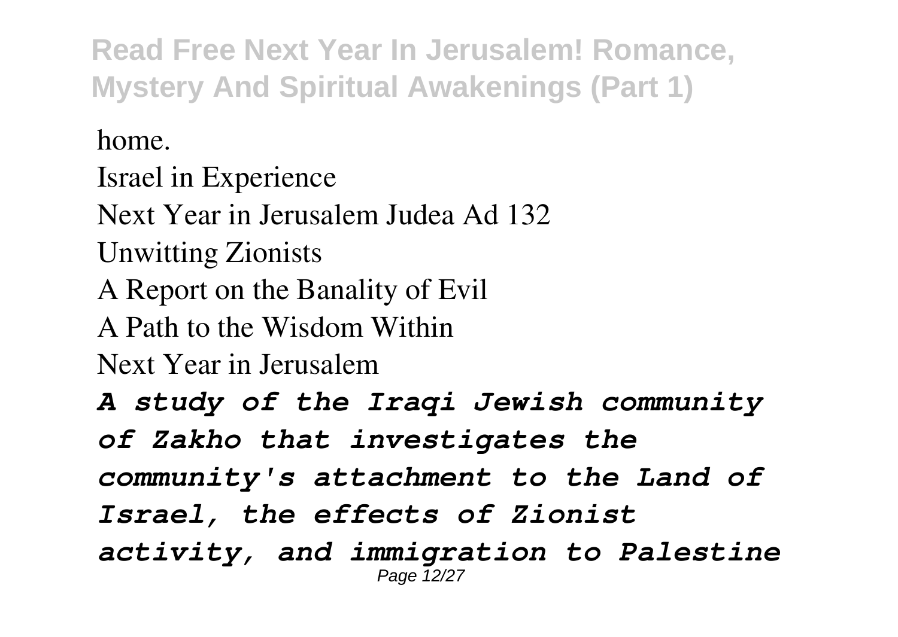home.

Israel in Experience

Next Year in Jerusalem Judea Ad 132

Unwitting Zionists

A Report on the Banality of Evil

A Path to the Wisdom Within

Next Year in Jerusalem

***A study of the Iraqi Jewish community of Zakho that investigates the community's attachment to the Land of Israel, the effects of Zionist activity, and immigration to Palestine***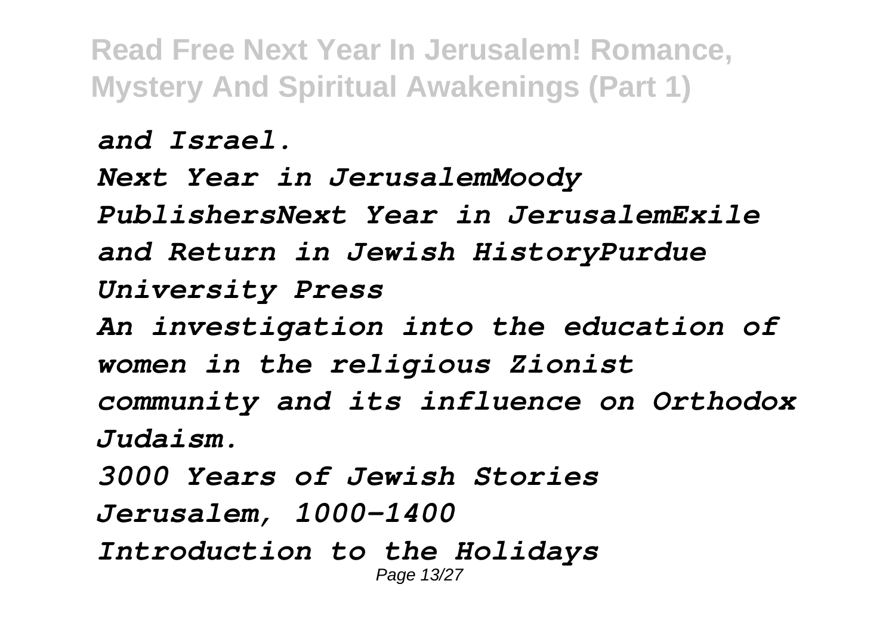*and Israel.*

*Next Year in JerusalemMoody PublishersNext Year in JerusalemExile and Return in Jewish HistoryPurdue University Press*

*An investigation into the education of women in the religious Zionist community and its influence on Orthodox Judaism.*

*3000 Years of Jewish Stories*

*Jerusalem, 1000-1400*

*Introduction to the Holidays*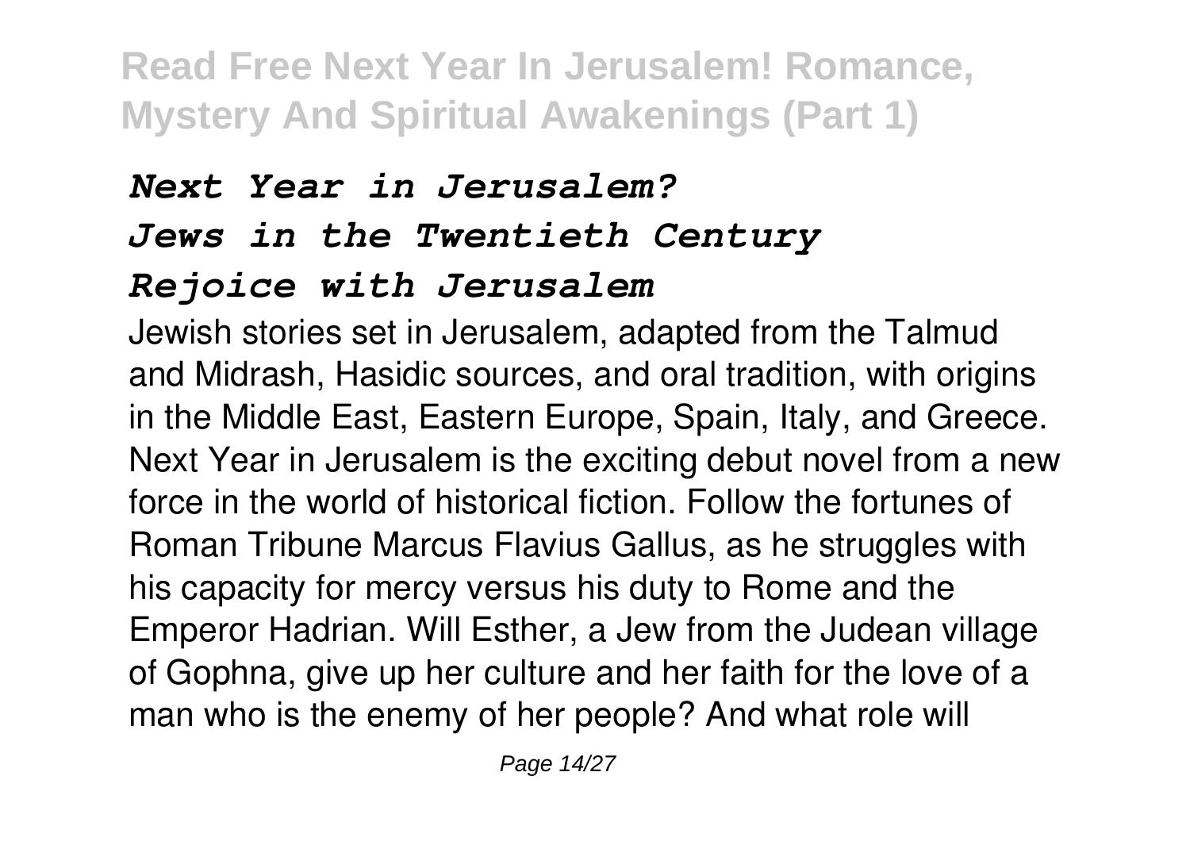*Next Year in Jerusalem?*
*Jews in the Twentieth Century*
*Rejoice with Jerusalem*

Jewish stories set in Jerusalem, adapted from the Talmud and Midrash, Hasidic sources, and oral tradition, with origins in the Middle East, Eastern Europe, Spain, Italy, and Greece. Next Year in Jerusalem is the exciting debut novel from a new force in the world of historical fiction. Follow the fortunes of Roman Tribune Marcus Flavius Gallus, as he struggles with his capacity for mercy versus his duty to Rome and the Emperor Hadrian. Will Esther, a Jew from the Judean village of Gophna, give up her culture and her faith for the love of a man who is the enemy of her people? And what role will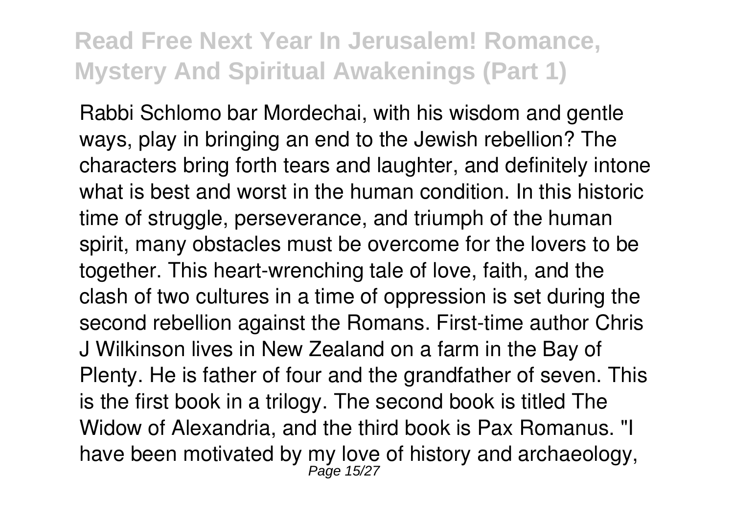Rabbi Schlomo bar Mordechai, with his wisdom and gentle ways, play in bringing an end to the Jewish rebellion? The characters bring forth tears and laughter, and definitely intone what is best and worst in the human condition. In this historic time of struggle, perseverance, and triumph of the human spirit, many obstacles must be overcome for the lovers to be together. This heart-wrenching tale of love, faith, and the clash of two cultures in a time of oppression is set during the second rebellion against the Romans. First-time author Chris J Wilkinson lives in New Zealand on a farm in the Bay of Plenty. He is father of four and the grandfather of seven. This is the first book in a trilogy. The second book is titled The Widow of Alexandria, and the third book is Pax Romanus. "I have been motivated by my love of history and archaeology,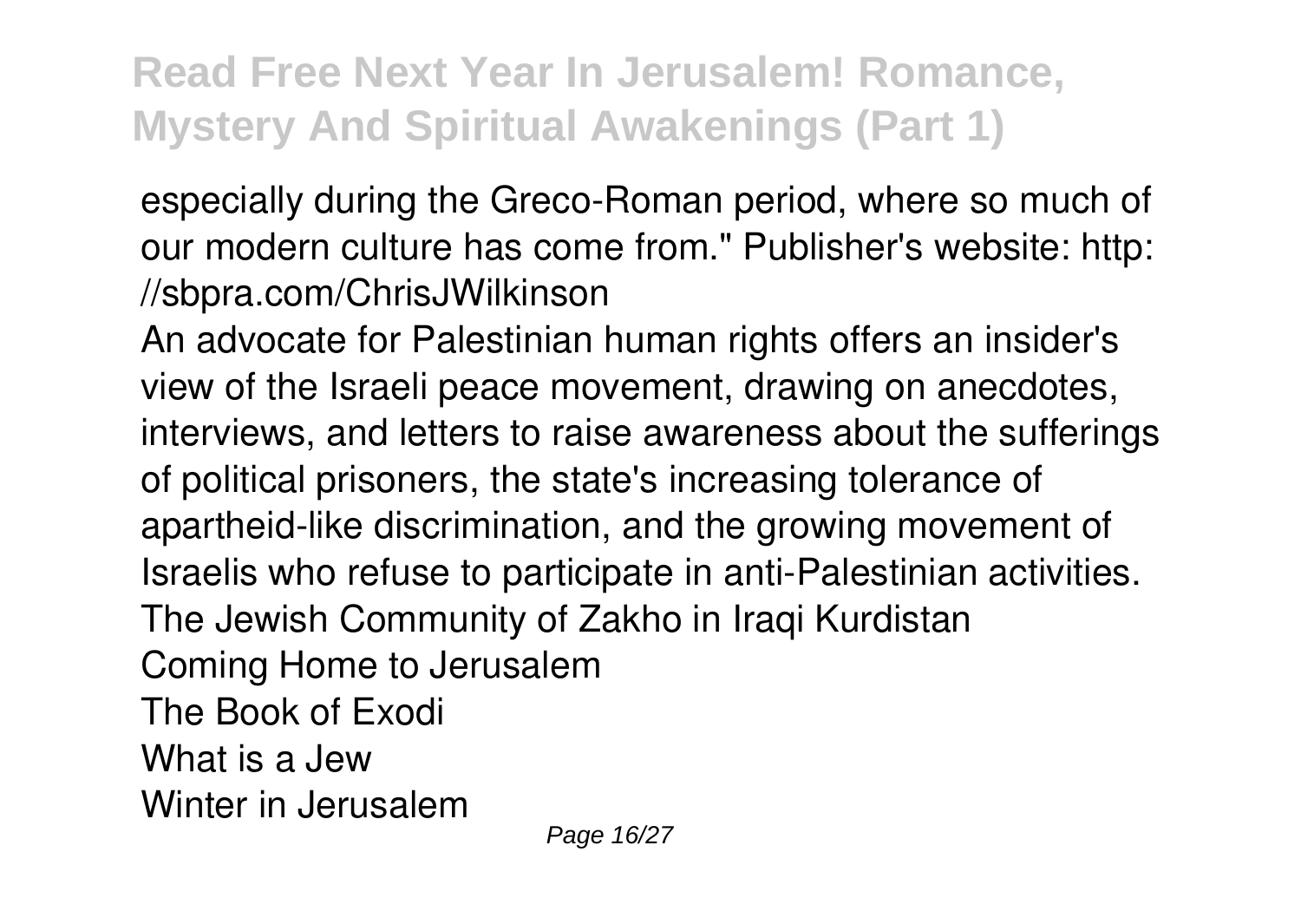especially during the Greco-Roman period, where so much of our modern culture has come from." Publisher's website: http://sbpra.com/ChrisJWilkinson

An advocate for Palestinian human rights offers an insider's view of the Israeli peace movement, drawing on anecdotes, interviews, and letters to raise awareness about the sufferings of political prisoners, the state's increasing tolerance of apartheid-like discrimination, and the growing movement of Israelis who refuse to participate in anti-Palestinian activities.

The Jewish Community of Zakho in Iraqi Kurdistan
Coming Home to Jerusalem
The Book of Exodi
What is a Jew
Winter in Jerusalem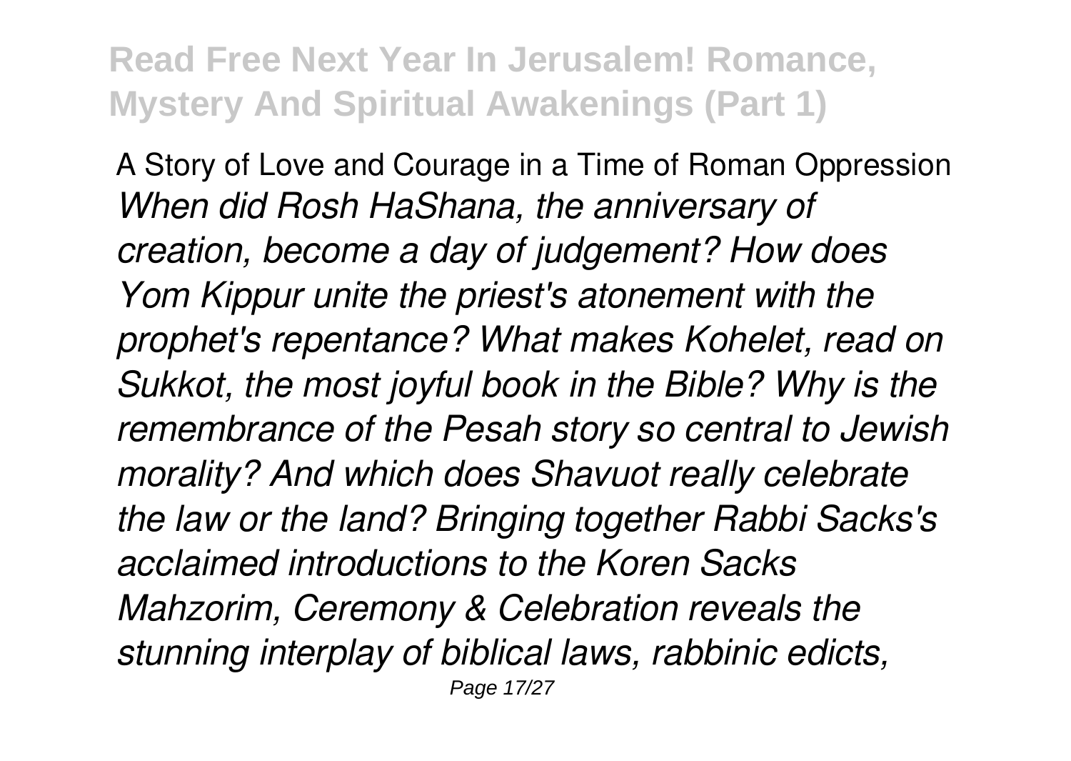A Story of Love and Courage in a Time of Roman Oppression

*When did Rosh HaShana, the anniversary of creation, become a day of judgement? How does Yom Kippur unite the priest's atonement with the prophet's repentance? What makes Kohelet, read on Sukkot, the most joyful book in the Bible? Why is the remembrance of the Pesah story so central to Jewish morality? And which does Shavuot really celebrate the law or the land? Bringing together Rabbi Sacks's acclaimed introductions to the Koren Sacks Mahzorim, Ceremony & Celebration reveals the stunning interplay of biblical laws, rabbinic edicts,*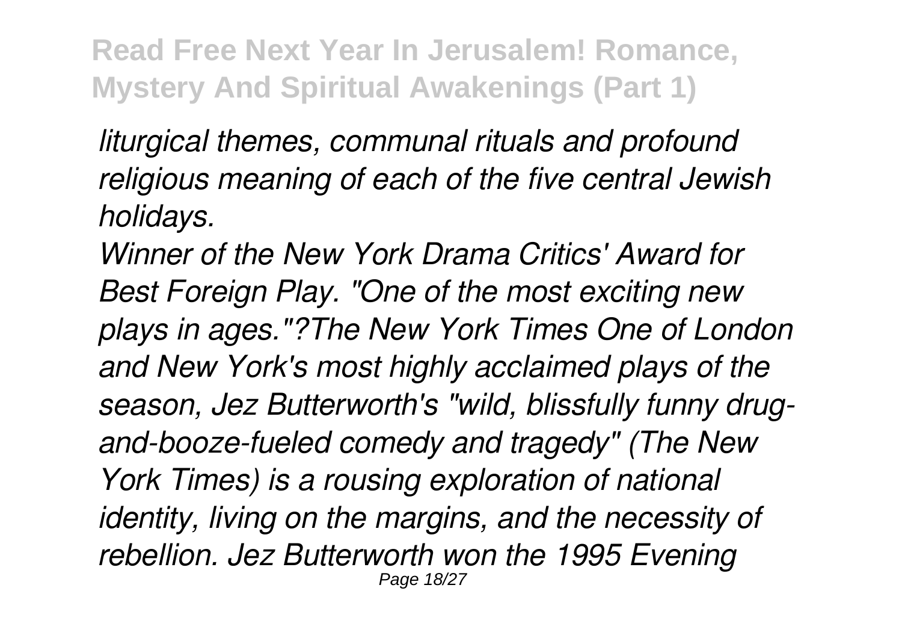*liturgical themes, communal rituals and profound religious meaning of each of the five central Jewish holidays.*

*Winner of the New York Drama Critics' Award for Best Foreign Play. "One of the most exciting new plays in ages."?The New York Times One of London and New York's most highly acclaimed plays of the season, Jez Butterworth's "wild, blissfully funny drug-and-booze-fueled comedy and tragedy" (The New York Times) is a rousing exploration of national identity, living on the margins, and the necessity of rebellion. Jez Butterworth won the 1995 Evening*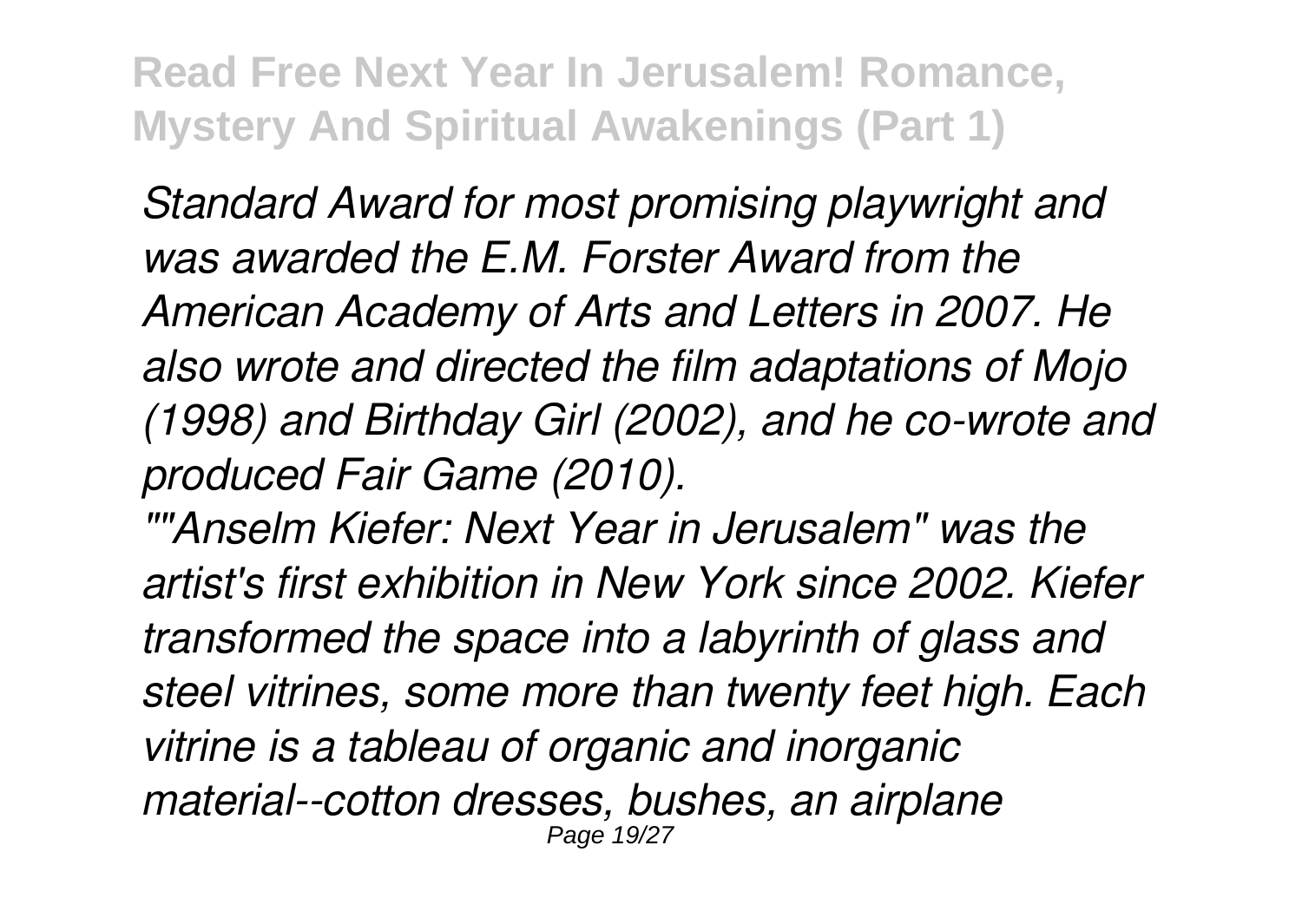*Standard Award for most promising playwright and was awarded the E.M. Forster Award from the American Academy of Arts and Letters in 2007. He also wrote and directed the film adaptations of Mojo (1998) and Birthday Girl (2002), and he co-wrote and produced Fair Game (2010).*

*""Anselm Kiefer: Next Year in Jerusalem" was the artist's first exhibition in New York since 2002. Kiefer transformed the space into a labyrinth of glass and steel vitrines, some more than twenty feet high. Each vitrine is a tableau of organic and inorganic material--cotton dresses, bushes, an airplane*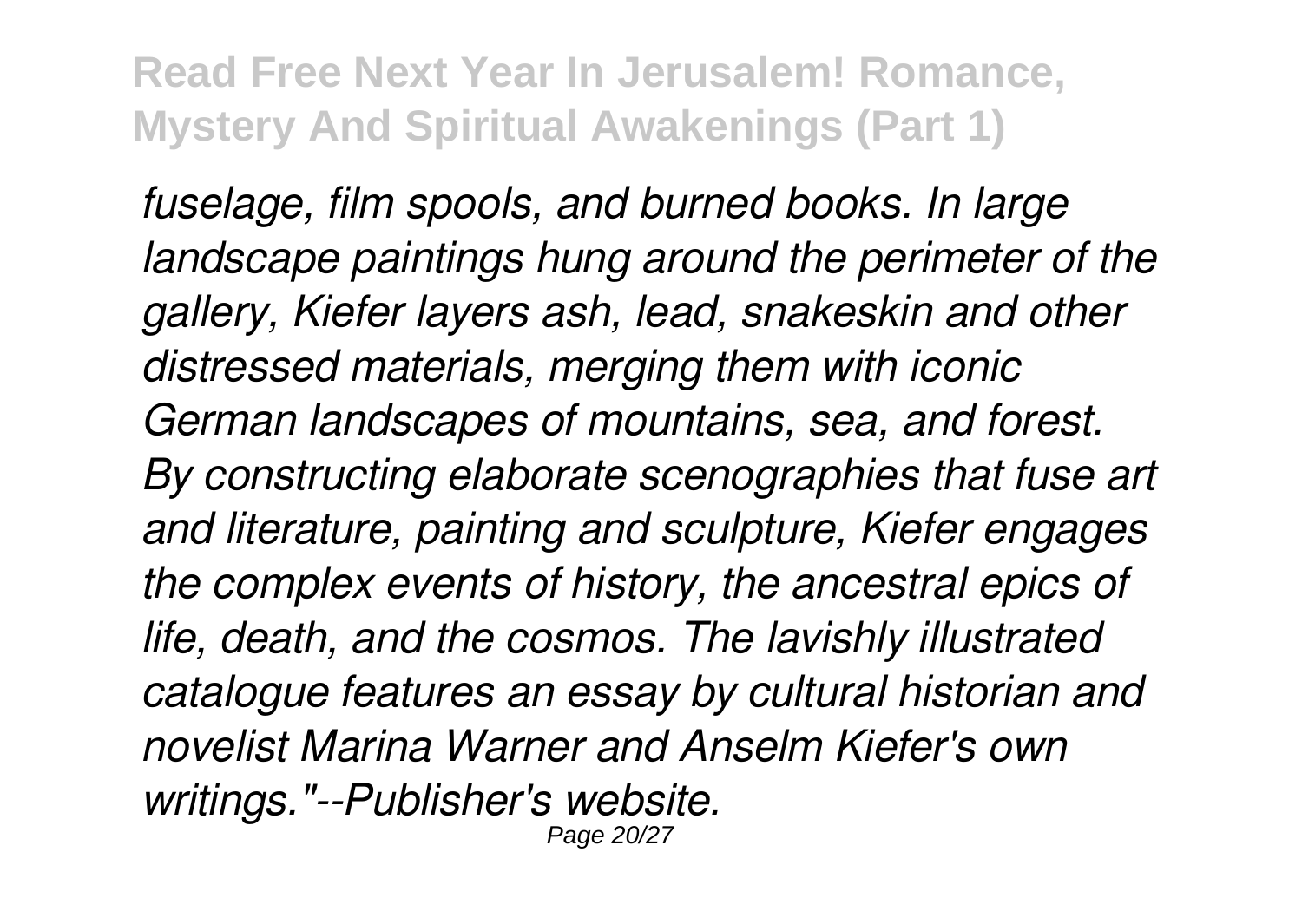*fuselage, film spools, and burned books. In large landscape paintings hung around the perimeter of the gallery, Kiefer layers ash, lead, snakeskin and other distressed materials, merging them with iconic German landscapes of mountains, sea, and forest. By constructing elaborate scenographies that fuse art and literature, painting and sculpture, Kiefer engages the complex events of history, the ancestral epics of life, death, and the cosmos. The lavishly illustrated catalogue features an essay by cultural historian and novelist Marina Warner and Anselm Kiefer's own writings."--Publisher's website.*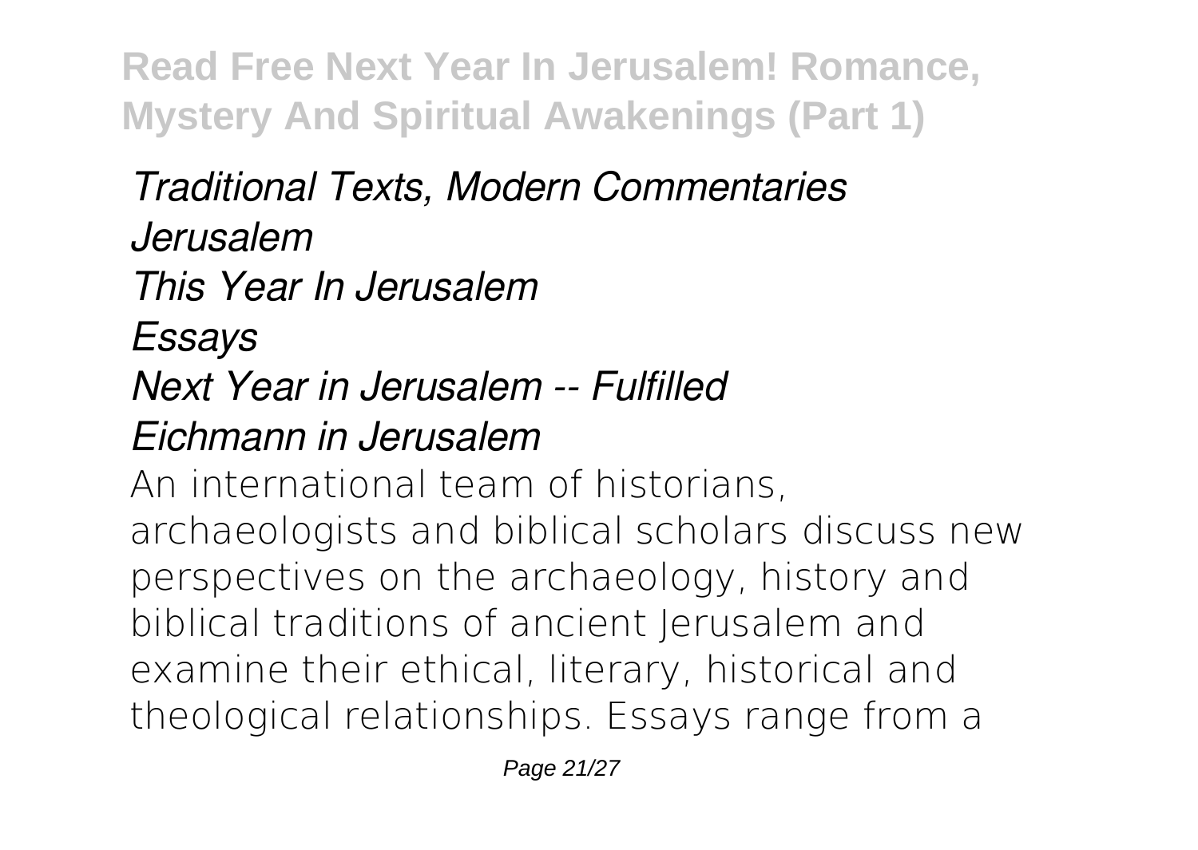*Traditional Texts, Modern Commentaries*
*Jerusalem*
*This Year In Jerusalem*
*Essays*
*Next Year in Jerusalem -- Fulfilled*
*Eichmann in Jerusalem*

An international team of historians, archaeologists and biblical scholars discuss new perspectives on the archaeology, history and biblical traditions of ancient Jerusalem and examine their ethical, literary, historical and theological relationships. Essays range from a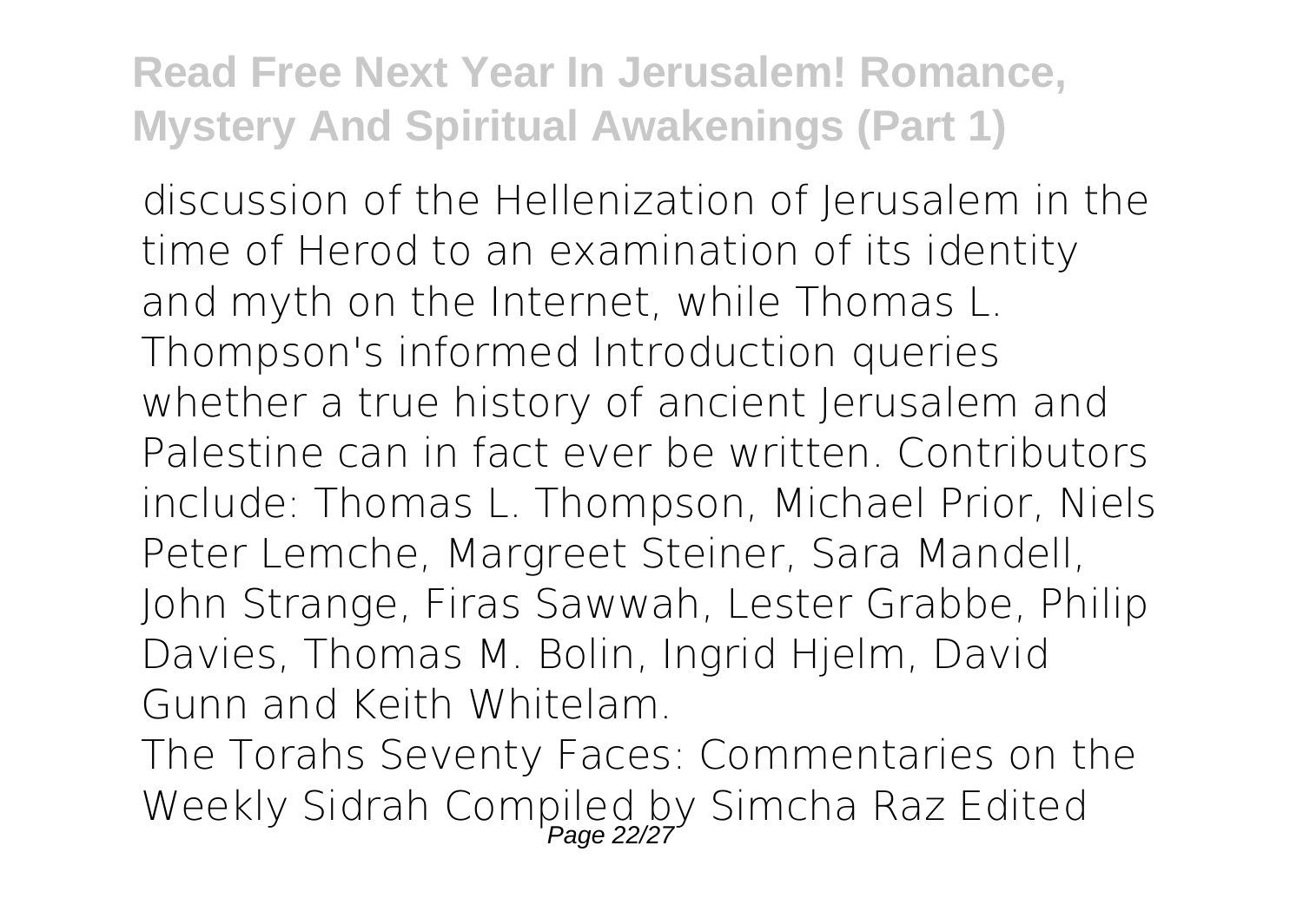discussion of the Hellenization of Jerusalem in the time of Herod to an examination of its identity and myth on the Internet, while Thomas L. Thompson's informed Introduction queries whether a true history of ancient Jerusalem and Palestine can in fact ever be written. Contributors include: Thomas L. Thompson, Michael Prior, Niels Peter Lemche, Margreet Steiner, Sara Mandell, John Strange, Firas Sawwah, Lester Grabbe, Philip Davies, Thomas M. Bolin, Ingrid Hjelm, David Gunn and Keith Whitelam.

The Torahs Seventy Faces: Commentaries on the Weekly Sidrah Compiled by Simcha Raz Edited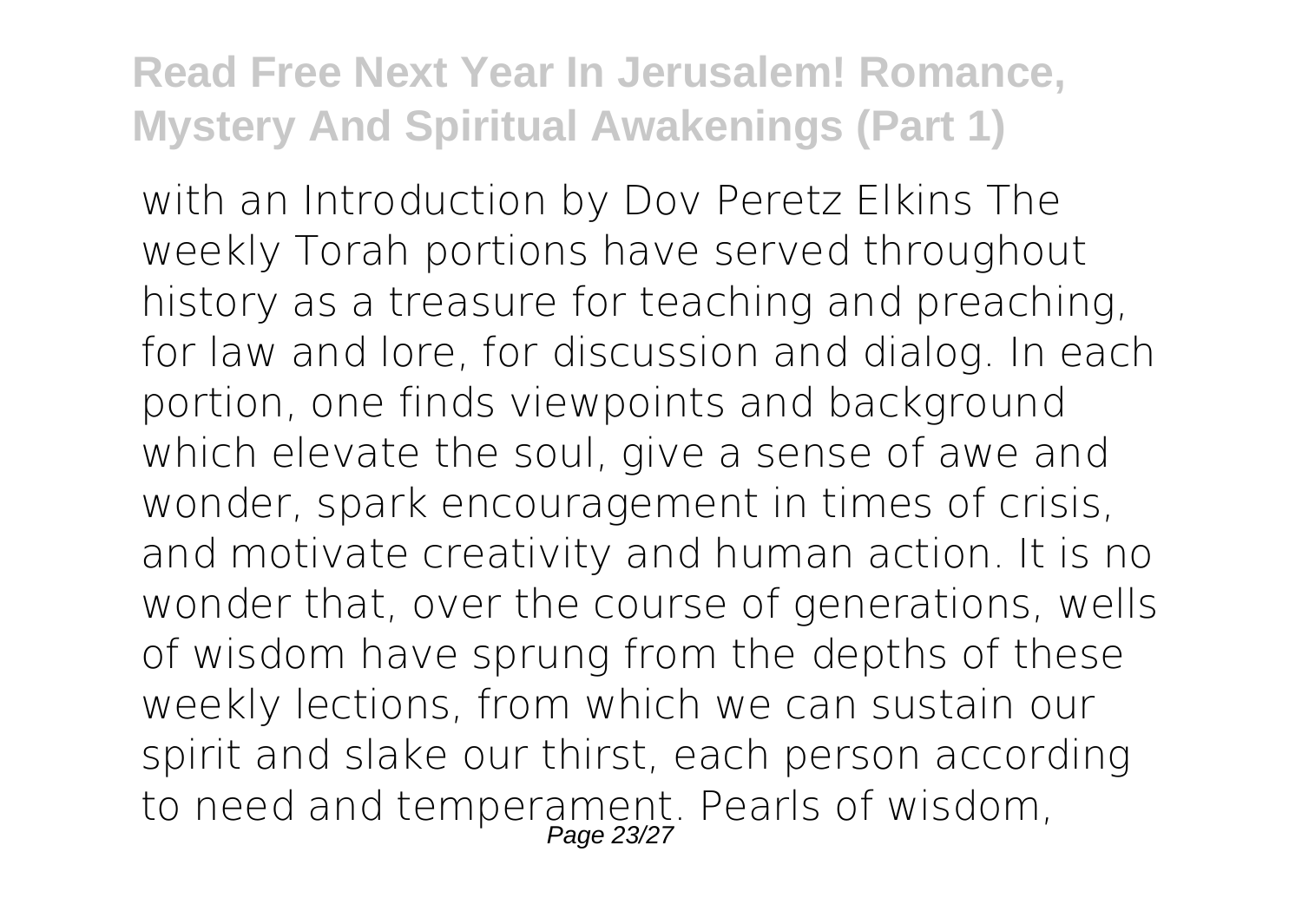with an Introduction by Dov Peretz Elkins The weekly Torah portions have served throughout history as a treasure for teaching and preaching, for law and lore, for discussion and dialog. In each portion, one finds viewpoints and background which elevate the soul, give a sense of awe and wonder, spark encouragement in times of crisis, and motivate creativity and human action. It is no wonder that, over the course of generations, wells of wisdom have sprung from the depths of these weekly lections, from which we can sustain our spirit and slake our thirst, each person according to need and temperament. Pearls of wisdom,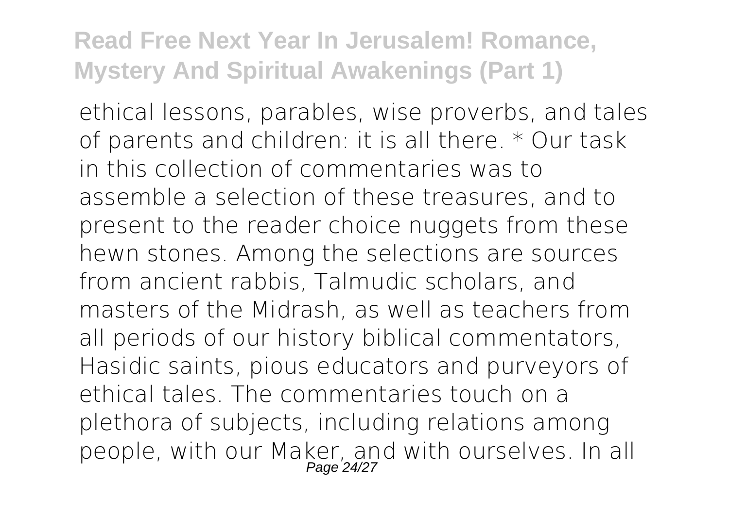ethical lessons, parables, wise proverbs, and tales of parents and children: it is all there. * Our task in this collection of commentaries was to assemble a selection of these treasures, and to present to the reader choice nuggets from these hewn stones. Among the selections are sources from ancient rabbis, Talmudic scholars, and masters of the Midrash, as well as teachers from all periods of our history biblical commentators, Hasidic saints, pious educators and purveyors of ethical tales. The commentaries touch on a plethora of subjects, including relations among people, with our Maker, and with ourselves. In all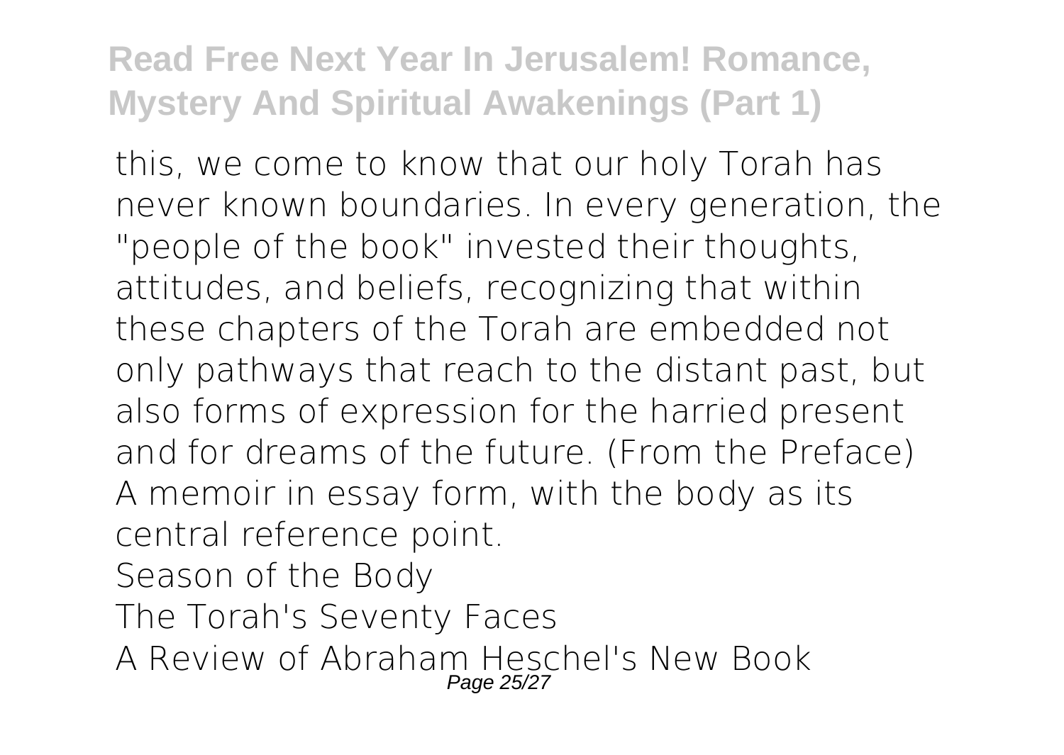this, we come to know that our holy Torah has never known boundaries. In every generation, the "people of the book" invested their thoughts, attitudes, and beliefs, recognizing that within these chapters of the Torah are embedded not only pathways that reach to the distant past, but also forms of expression for the harried present and for dreams of the future. (From the Preface)

A memoir in essay form, with the body as its central reference point.

Season of the Body

The Torah's Seventy Faces

A Review of Abraham Heschel's New Book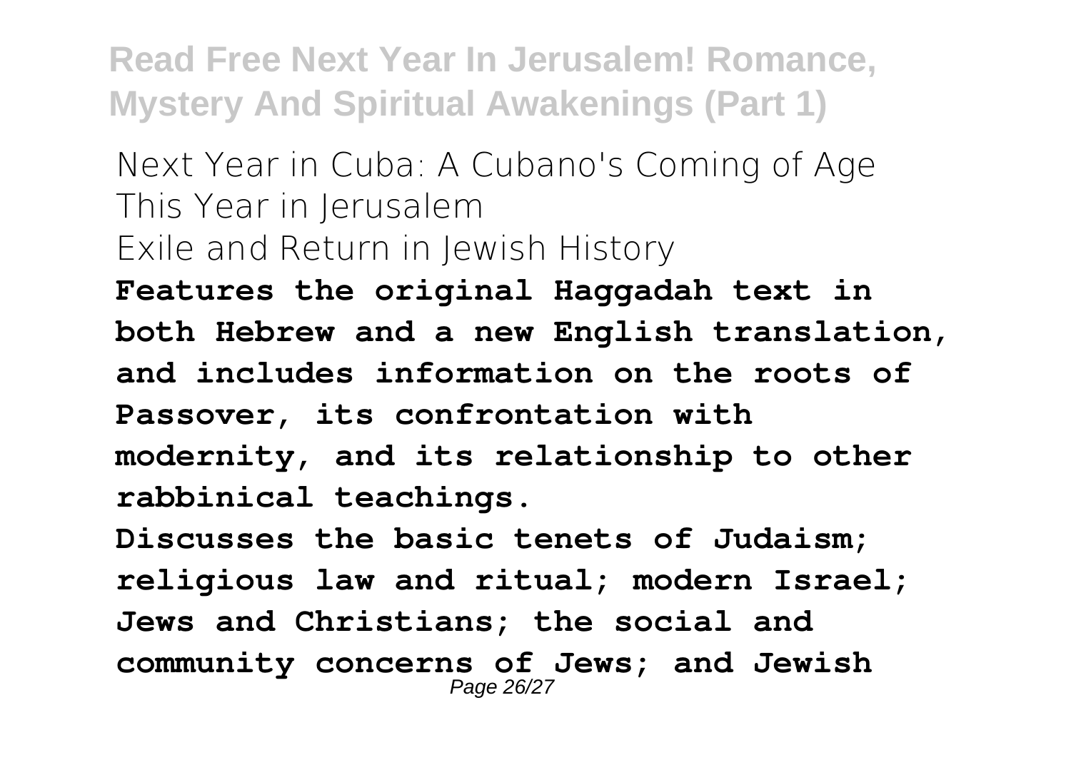Next Year in Cuba: A Cubano's Coming of Age
This Year in Jerusalem
Exile and Return in Jewish History

**Features the original Haggadah text in both Hebrew and a new English translation, and includes information on the roots of Passover, its confrontation with modernity, and its relationship to other rabbinical teachings.**

**Discusses the basic tenets of Judaism; religious law and ritual; modern Israel; Jews and Christians; the social and community concerns of Jews; and Jewish**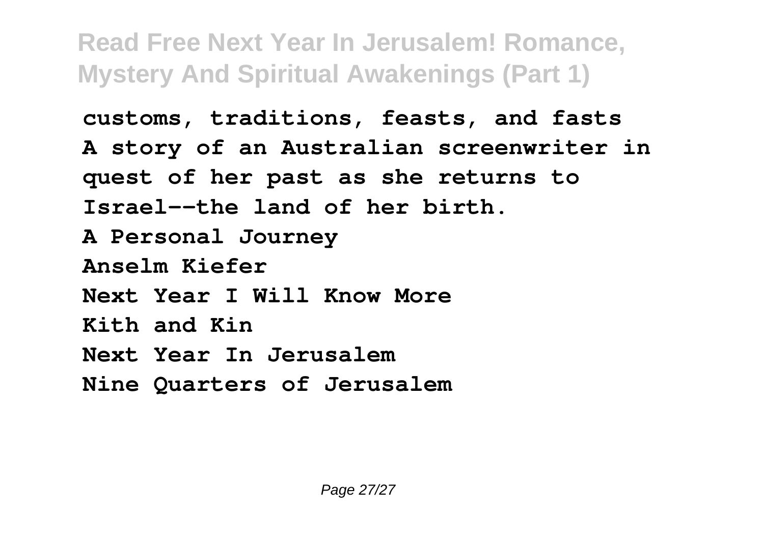customs, traditions, feasts, and fasts
A story of an Australian screenwriter in quest of her past as she returns to Israel--the land of her birth.
A Personal Journey
Anselm Kiefer
Next Year I Will Know More
Kith and Kin
Next Year In Jerusalem
Nine Quarters of Jerusalem